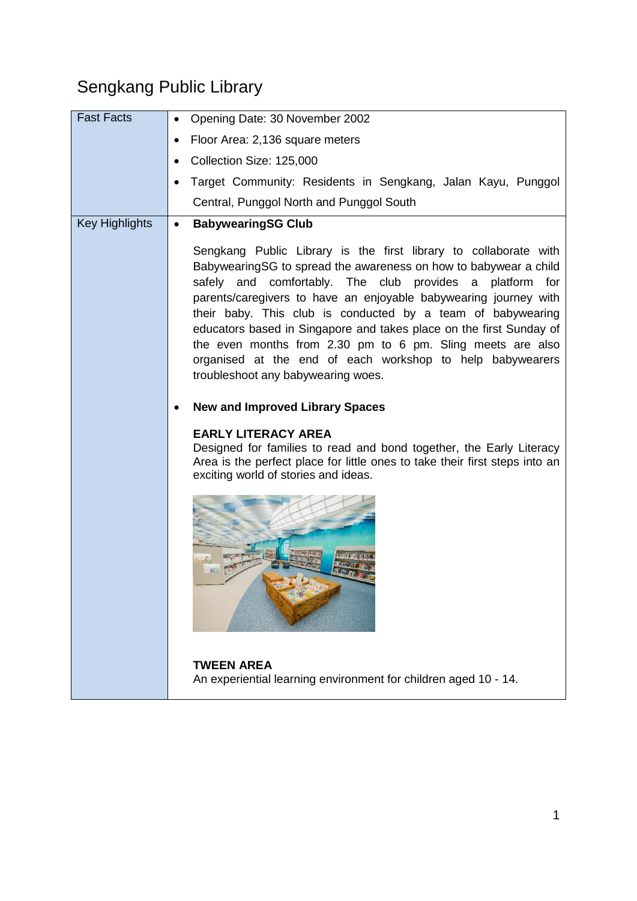# Sengkang Public Library

| | |
|---|---|
| Fast Facts | • Opening Date: 30 November 2002<br>• Floor Area: 2,136 square meters<br>• Collection Size: 125,000<br>• Target Community: Residents in Sengkang, Jalan Kayu, Punggol Central, Punggol North and Punggol South |
| Key Highlights | • **BabywearingSG Club**<br><br>Sengkang Public Library is the first library to collaborate with BabywearingSG to spread the awareness on how to babywear a child safely and comfortably. The club provides a platform for parents/caregivers to have an enjoyable babywearing journey with their baby. This club is conducted by a team of babywearing educators based in Singapore and takes place on the first Sunday of the even months from 2.30 pm to 6 pm. Sling meets are also organised at the end of each workshop to help babywearers troubleshoot any babywearing woes.<br><br>• **New and Improved Library Spaces**<br><br>**EARLY LITERACY AREA**<br>Designed for families to read and bond together, the Early Literacy Area is the perfect place for little ones to take their first steps into an exciting world of stories and ideas.<br><br>**TWEEN AREA**<br>An experiential learning environment for children aged 10 - 14. |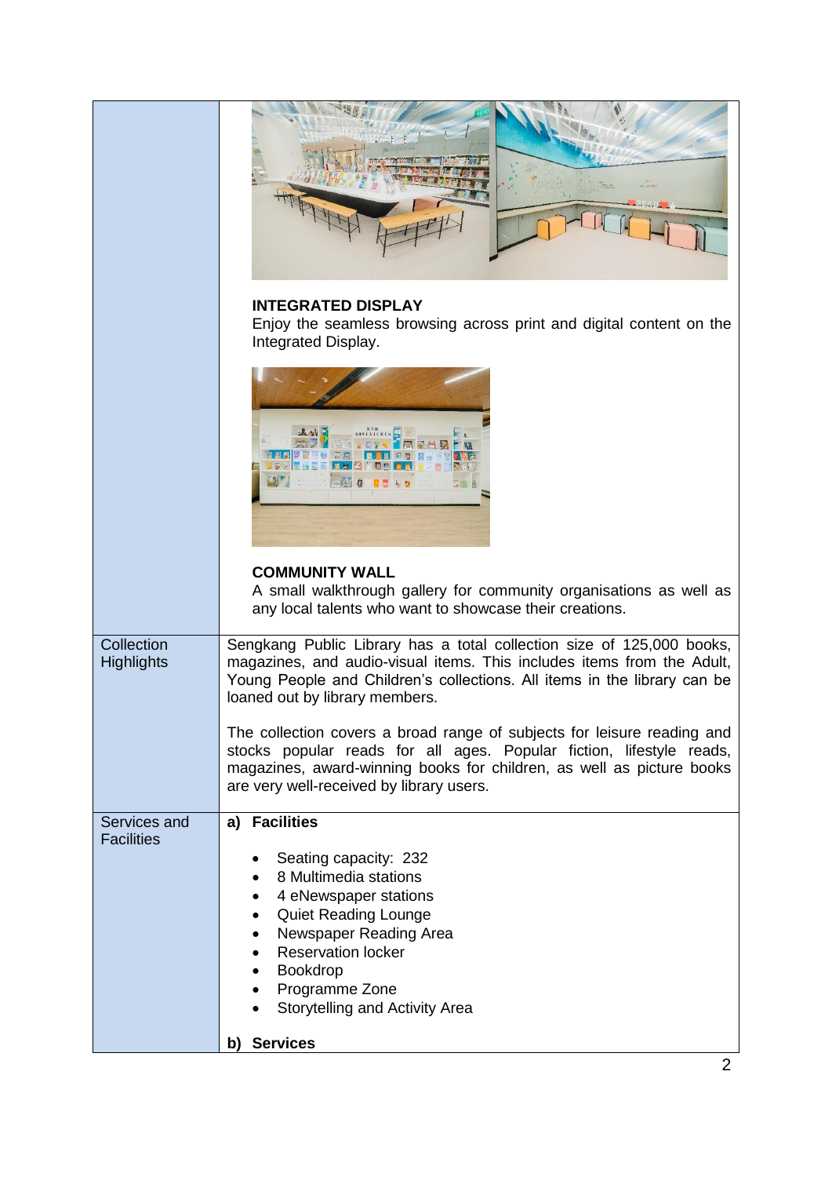| | |
|---|---|
| | **INTEGRATED DISPLAY**<br>Enjoy the seamless browsing across print and digital content on the Integrated Display.<br><br>**COMMUNITY WALL**<br>A small walkthrough gallery for community organisations as well as any local talents who want to showcase their creations. |
| Collection Highlights | Sengkang Public Library has a total collection size of 125,000 books, magazines, and audio-visual items. This includes items from the Adult, Young People and Children's collections. All items in the library can be loaned out by library members.<br><br>The collection covers a broad range of subjects for leisure reading and stocks popular reads for all ages. Popular fiction, lifestyle reads, magazines, award-winning books for children, as well as picture books are very well-received by library users. |
| Services and Facilities | **a) Facilities**<br><br>• Seating capacity: 232<br>• 8 Multimedia stations<br>• 4 eNewspaper stations<br>• Quiet Reading Lounge<br>• Newspaper Reading Area<br>• Reservation locker<br>• Bookdrop<br>• Programme Zone<br>• Storytelling and Activity Area<br><br>**b) Services** |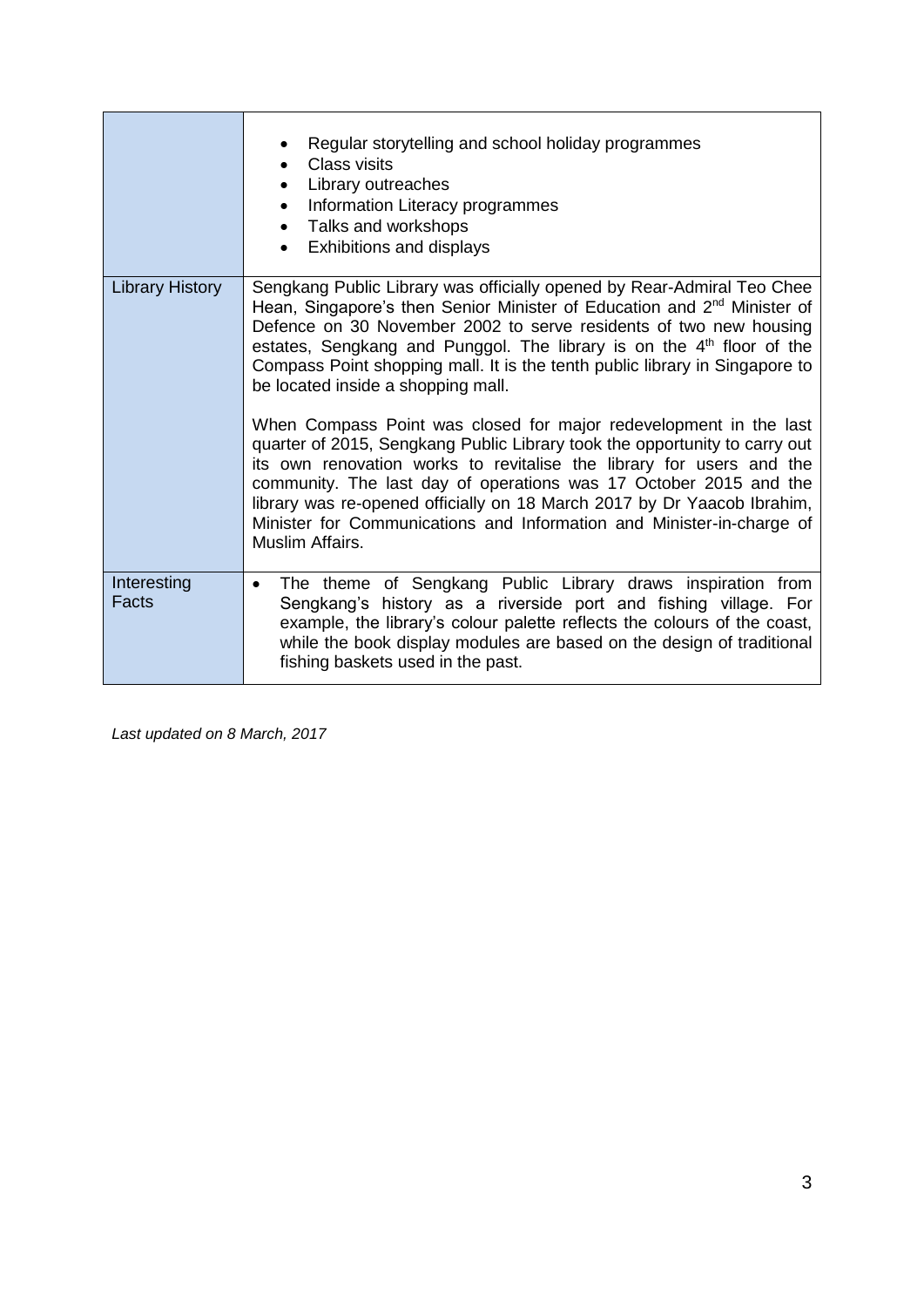| | |
|---|---|
| | • Regular storytelling and school holiday programmes<br>• Class visits<br>• Library outreaches<br>• Information Literacy programmes<br>• Talks and workshops<br>• Exhibitions and displays |
| Library History | Sengkang Public Library was officially opened by Rear-Admiral Teo Chee Hean, Singapore's then Senior Minister of Education and 2nd Minister of Defence on 30 November 2002 to serve residents of two new housing estates, Sengkang and Punggol. The library is on the 4th floor of the Compass Point shopping mall. It is the tenth public library in Singapore to be located inside a shopping mall.<br><br>When Compass Point was closed for major redevelopment in the last quarter of 2015, Sengkang Public Library took the opportunity to carry out its own renovation works to revitalise the library for users and the community. The last day of operations was 17 October 2015 and the library was re-opened officially on 18 March 2017 by Dr Yaacob Ibrahim, Minister for Communications and Information and Minister-in-charge of Muslim Affairs. |
| Interesting Facts | • The theme of Sengkang Public Library draws inspiration from Sengkang's history as a riverside port and fishing village. For example, the library's colour palette reflects the colours of the coast, while the book display modules are based on the design of traditional fishing baskets used in the past. |

*Last updated on 8 March, 2017*